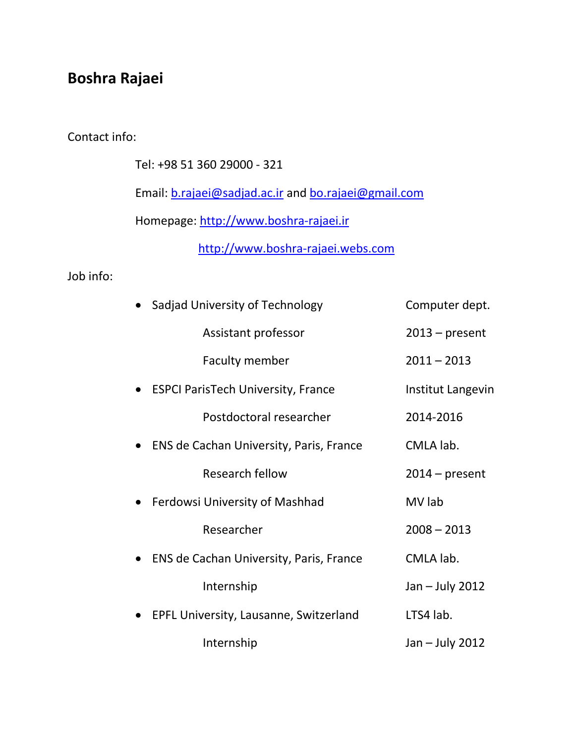# Boshra Rajaei

Contact info:

Tel: +98 51 360 29000 - 321

Email: [b.rajaei@sadjad.ac.ir](mailto:b.rajaei@sadjad.ac.ir) and [bo.rajaei@gmail.com](mailto:bo.rajaei@gmail.com)

Homepage: [http://www.boshra-rajaei.ir](http://www.boshra-rajaei.ir)

[http://www.boshra-rajaei.webs.com](http://www.boshra-rajaei.webs.com)

Job info:

- Sadjad University of Technology — Computer dept.
  - Assistant professor — 2013 – present
  - Faculty member — 2011 – 2013
- ESPCI ParisTech University, France — Institut Langevin
  - Postdoctoral researcher — 2014-2016
- ENS de Cachan University, Paris, France — CMLA lab.
  - Research fellow — 2014 – present
- Ferdowsi University of Mashhad — MV lab
  - Researcher — 2008 – 2013
- ENS de Cachan University, Paris, France — CMLA lab.
  - Internship — Jan – July 2012
- EPFL University, Lausanne, Switzerland — LTS4 lab.
  - Internship — Jan – July 2012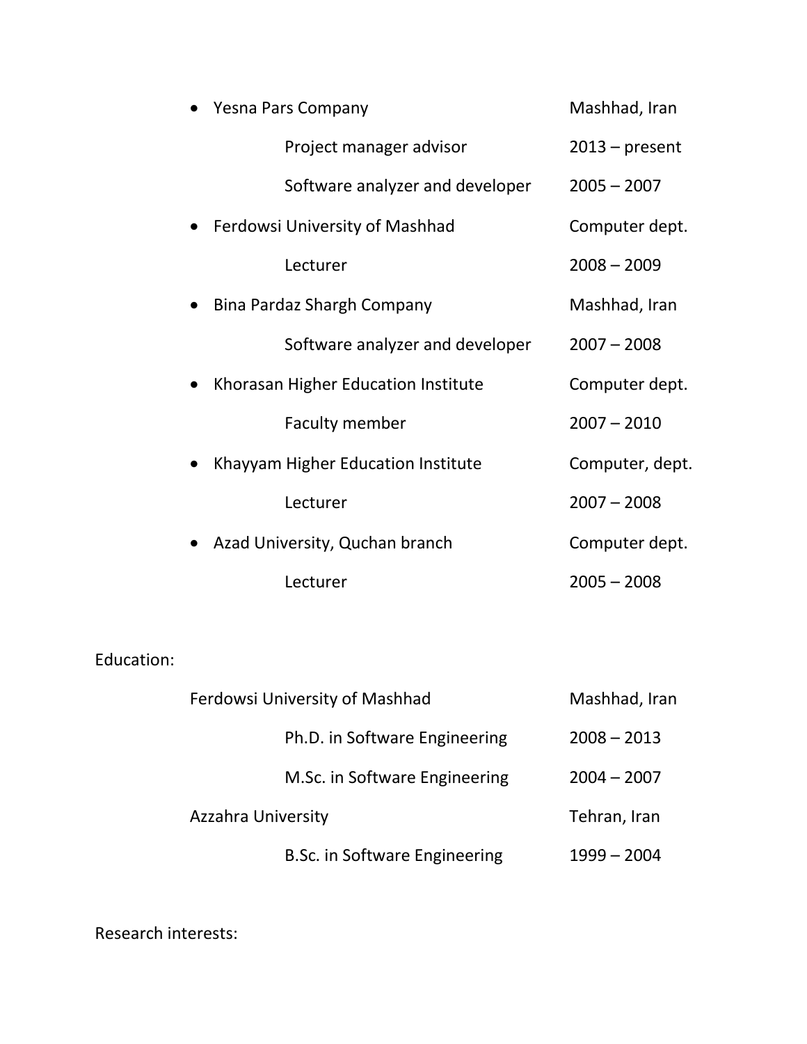- Yesna Pars Company — Mashhad, Iran
  - Project manager advisor — 2013 – present
  - Software analyzer and developer — 2005 – 2007
- Ferdowsi University of Mashhad — Computer dept.
  - Lecturer — 2008 – 2009
- Bina Pardaz Shargh Company — Mashhad, Iran
  - Software analyzer and developer — 2007 – 2008
- Khorasan Higher Education Institute — Computer dept.
  - Faculty member — 2007 – 2010
- Khayyam Higher Education Institute — Computer, dept.
  - Lecturer — 2007 – 2008
- Azad University, Quchan branch — Computer dept.
  - Lecturer — 2005 – 2008

Education:

Ferdowsi University of Mashhad — Mashhad, Iran

- Ph.D. in Software Engineering — 2008 – 2013
- M.Sc. in Software Engineering — 2004 – 2007

Azzahra University — Tehran, Iran

- B.Sc. in Software Engineering — 1999 – 2004

Research interests: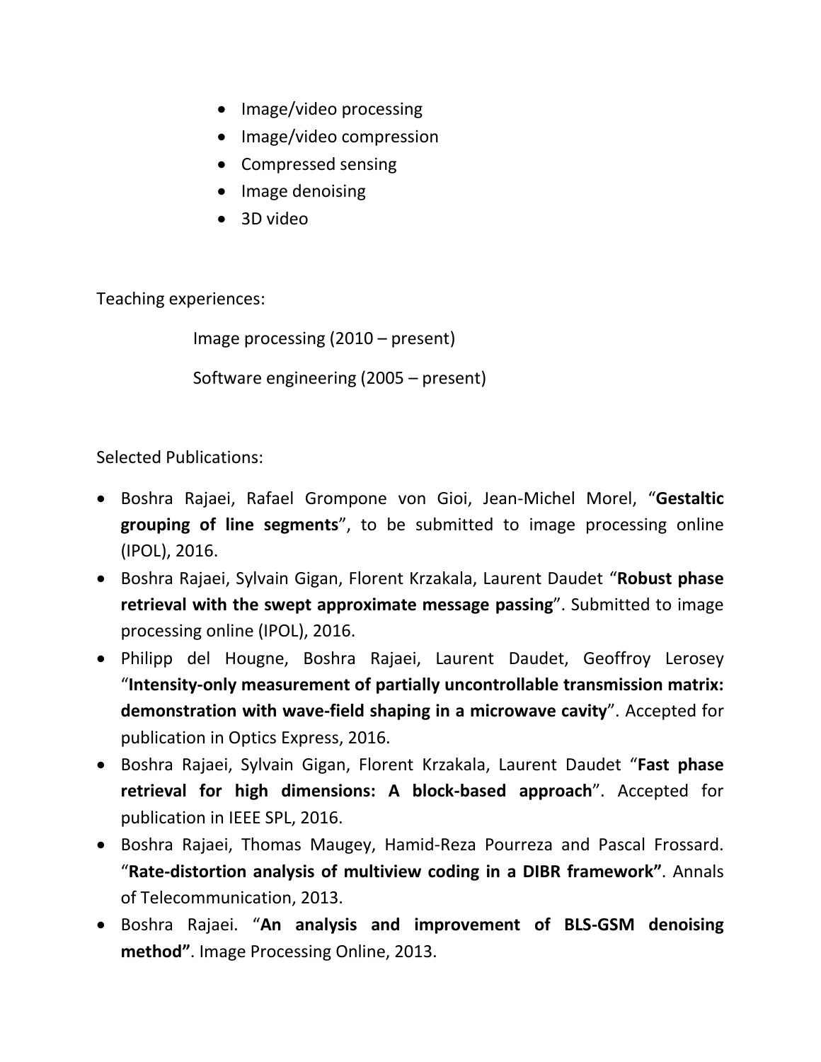- Image/video processing
- Image/video compression
- Compressed sensing
- Image denoising
- 3D video

Teaching experiences:

Image processing (2010 – present)

Software engineering (2005 – present)

Selected Publications:

- Boshra Rajaei, Rafael Grompone von Gioi, Jean-Michel Morel, "**Gestaltic grouping of line segments**", to be submitted to image processing online (IPOL), 2016.
- Boshra Rajaei, Sylvain Gigan, Florent Krzakala, Laurent Daudet "**Robust phase retrieval with the swept approximate message passing**". Submitted to image processing online (IPOL), 2016.
- Philipp del Hougne, Boshra Rajaei, Laurent Daudet, Geoffroy Lerosey "**Intensity-only measurement of partially uncontrollable transmission matrix: demonstration with wave-field shaping in a microwave cavity**". Accepted for publication in Optics Express, 2016.
- Boshra Rajaei, Sylvain Gigan, Florent Krzakala, Laurent Daudet "**Fast phase retrieval for high dimensions: A block-based approach**". Accepted for publication in IEEE SPL, 2016.
- Boshra Rajaei, Thomas Maugey, Hamid-Reza Pourreza and Pascal Frossard. "**Rate-distortion analysis of multiview coding in a DIBR framework"**. Annals of Telecommunication, 2013.
- Boshra Rajaei. "**An analysis and improvement of BLS-GSM denoising method"**. Image Processing Online, 2013.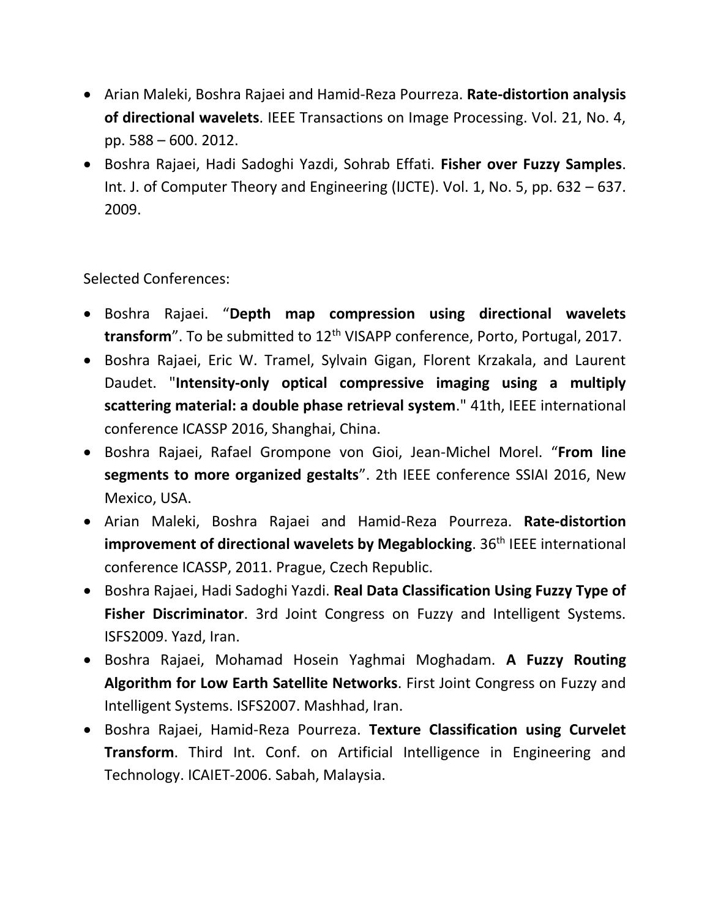- Arian Maleki, Boshra Rajaei and Hamid-Reza Pourreza. **Rate-distortion analysis of directional wavelets**. IEEE Transactions on Image Processing. Vol. 21, No. 4, pp. 588 – 600. 2012.
- Boshra Rajaei, Hadi Sadoghi Yazdi, Sohrab Effati. **Fisher over Fuzzy Samples**. Int. J. of Computer Theory and Engineering (IJCTE). Vol. 1, No. 5, pp. 632 – 637. 2009.

Selected Conferences:

- Boshra Rajaei. "**Depth map compression using directional wavelets transform**". To be submitted to 12th VISAPP conference, Porto, Portugal, 2017.
- Boshra Rajaei, Eric W. Tramel, Sylvain Gigan, Florent Krzakala, and Laurent Daudet. "**Intensity-only optical compressive imaging using a multiply scattering material: a double phase retrieval system**." 41th, IEEE international conference ICASSP 2016, Shanghai, China.
- Boshra Rajaei, Rafael Grompone von Gioi, Jean-Michel Morel. "**From line segments to more organized gestalts**". 2th IEEE conference SSIAI 2016, New Mexico, USA.
- Arian Maleki, Boshra Rajaei and Hamid-Reza Pourreza. **Rate-distortion improvement of directional wavelets by Megablocking**. 36th IEEE international conference ICASSP, 2011. Prague, Czech Republic.
- Boshra Rajaei, Hadi Sadoghi Yazdi. **Real Data Classification Using Fuzzy Type of Fisher Discriminator**. 3rd Joint Congress on Fuzzy and Intelligent Systems. ISFS2009. Yazd, Iran.
- Boshra Rajaei, Mohamad Hosein Yaghmai Moghadam. **A Fuzzy Routing Algorithm for Low Earth Satellite Networks**. First Joint Congress on Fuzzy and Intelligent Systems. ISFS2007. Mashhad, Iran.
- Boshra Rajaei, Hamid-Reza Pourreza. **Texture Classification using Curvelet Transform**. Third Int. Conf. on Artificial Intelligence in Engineering and Technology. ICAIET-2006. Sabah, Malaysia.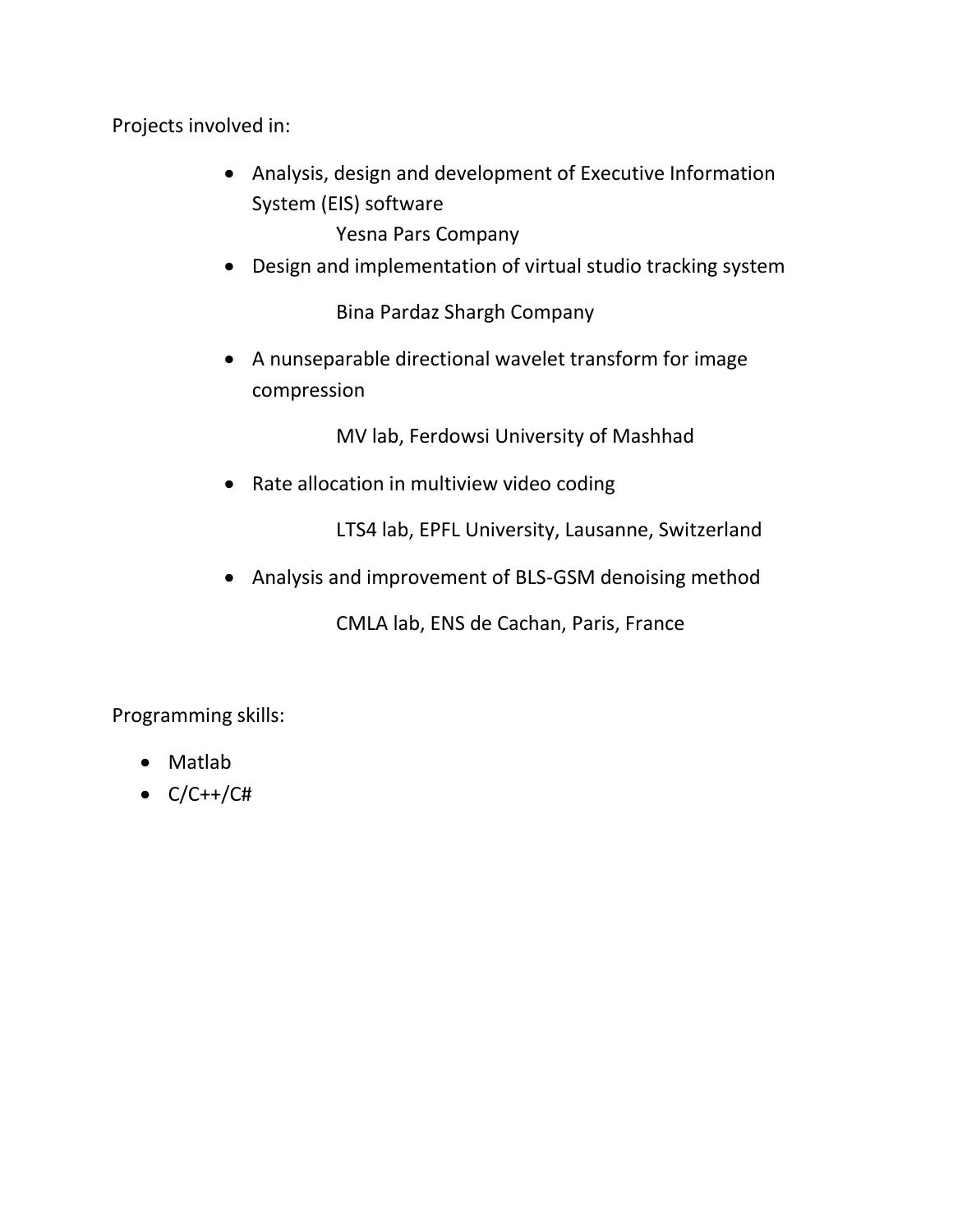Projects involved in:

- Analysis, design and development of Executive Information System (EIS) software

  Yesna Pars Company

- Design and implementation of virtual studio tracking system

  Bina Pardaz Shargh Company

- A nunseparable directional wavelet transform for image compression

  MV lab, Ferdowsi University of Mashhad

- Rate allocation in multiview video coding

  LTS4 lab, EPFL University, Lausanne, Switzerland

- Analysis and improvement of BLS-GSM denoising method

  CMLA lab, ENS de Cachan, Paris, France

Programming skills:

- Matlab
- C/C++/C#